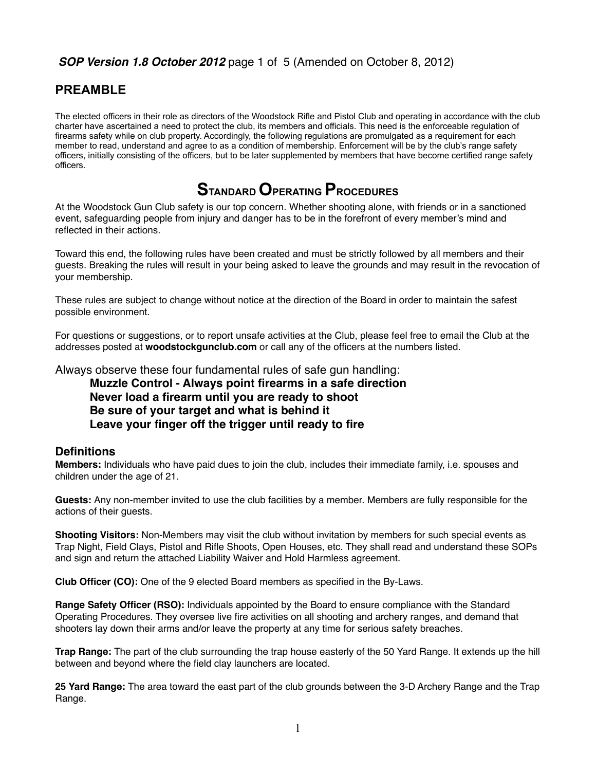***SOP Version 1.8 October 2012*** page 1 of 5 (Amended on October 8, 2012)

## PREAMBLE

The elected officers in their role as directors of the Woodstock Rifle and Pistol Club and operating in accordance with the club charter have ascertained a need to protect the club, its members and officials. This need is the enforceable regulation of firearms safety while on club property. Accordingly, the following regulations are promulgated as a requirement for each member to read, understand and agree to as a condition of membership. Enforcement will be by the club's range safety officers, initially consisting of the officers, but to be later supplemented by members that have become certified range safety officers.

# STANDARD OPERATING PROCEDURES

At the Woodstock Gun Club safety is our top concern. Whether shooting alone, with friends or in a sanctioned event, safeguarding people from injury and danger has to be in the forefront of every member's mind and reflected in their actions.

Toward this end, the following rules have been created and must be strictly followed by all members and their guests. Breaking the rules will result in your being asked to leave the grounds and may result in the revocation of your membership.

These rules are subject to change without notice at the direction of the Board in order to maintain the safest possible environment.

For questions or suggestions, or to report unsafe activities at the Club, please feel free to email the Club at the addresses posted at **woodstockgunclub.com** or call any of the officers at the numbers listed.

Always observe these four fundamental rules of safe gun handling:

> **Muzzle Control - Always point firearms in a safe direction**
> **Never load a firearm until you are ready to shoot**
> **Be sure of your target and what is behind it**
> **Leave your finger off the trigger until ready to fire**

## Definitions

**Members:** Individuals who have paid dues to join the club, includes their immediate family, i.e. spouses and children under the age of 21.

**Guests:** Any non-member invited to use the club facilities by a member. Members are fully responsible for the actions of their guests.

**Shooting Visitors:** Non-Members may visit the club without invitation by members for such special events as Trap Night, Field Clays, Pistol and Rifle Shoots, Open Houses, etc. They shall read and understand these SOPs and sign and return the attached Liability Waiver and Hold Harmless agreement.

**Club Officer (CO):** One of the 9 elected Board members as specified in the By-Laws.

**Range Safety Officer (RSO):** Individuals appointed by the Board to ensure compliance with the Standard Operating Procedures. They oversee live fire activities on all shooting and archery ranges, and demand that shooters lay down their arms and/or leave the property at any time for serious safety breaches.

**Trap Range:** The part of the club surrounding the trap house easterly of the 50 Yard Range. It extends up the hill between and beyond where the field clay launchers are located.

**25 Yard Range:** The area toward the east part of the club grounds between the 3-D Archery Range and the Trap Range.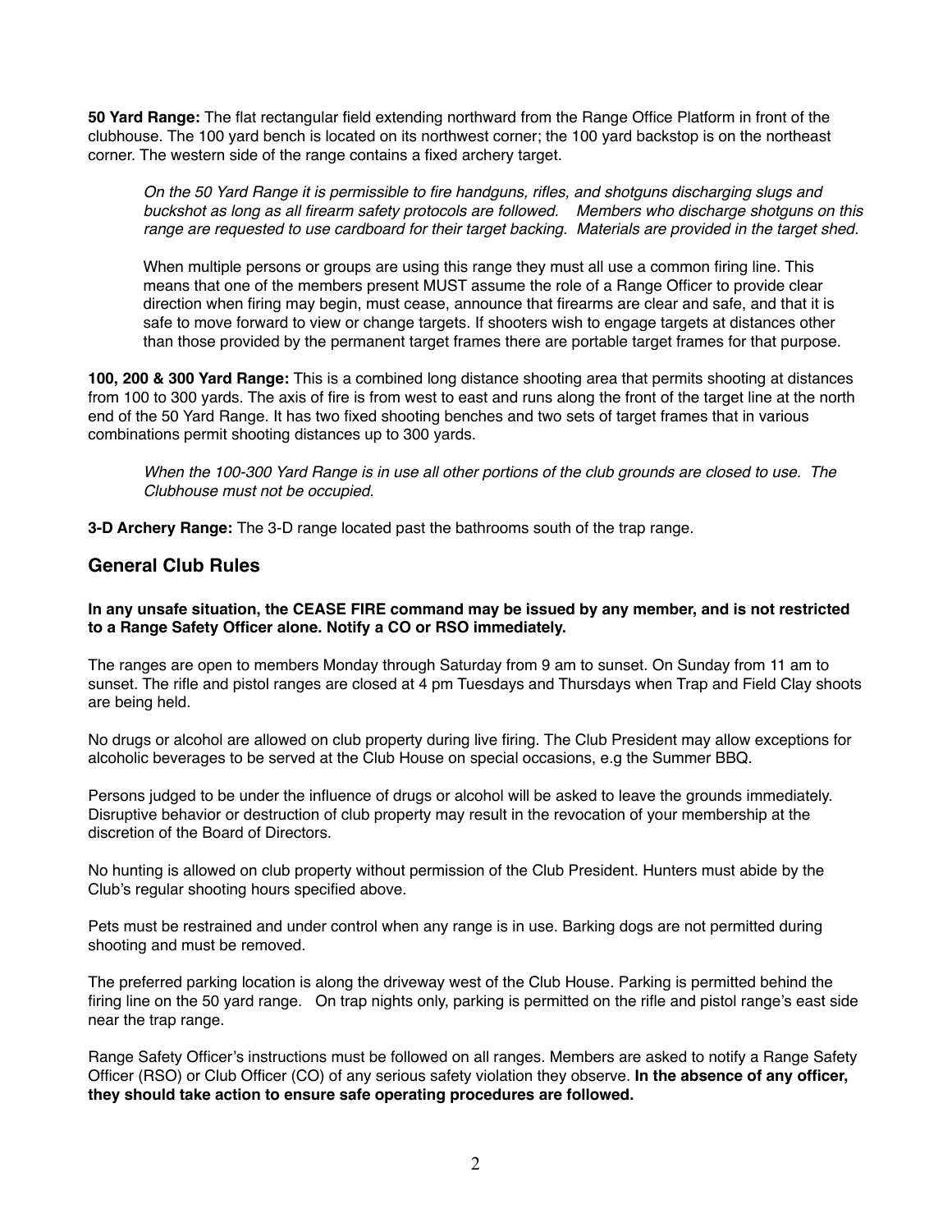**50 Yard Range:** The flat rectangular field extending northward from the Range Office Platform in front of the clubhouse. The 100 yard bench is located on its northwest corner; the 100 yard backstop is on the northeast corner. The western side of the range contains a fixed archery target.

> *On the 50 Yard Range it is permissible to fire handguns, rifles, and shotguns discharging slugs and buckshot as long as all firearm safety protocols are followed. Members who discharge shotguns on this range are requested to use cardboard for their target backing. Materials are provided in the target shed.*
>
> When multiple persons or groups are using this range they must all use a common firing line. This means that one of the members present MUST assume the role of a Range Officer to provide clear direction when firing may begin, must cease, announce that firearms are clear and safe, and that it is safe to move forward to view or change targets. If shooters wish to engage targets at distances other than those provided by the permanent target frames there are portable target frames for that purpose.

**100, 200 & 300 Yard Range:** This is a combined long distance shooting area that permits shooting at distances from 100 to 300 yards. The axis of fire is from west to east and runs along the front of the target line at the north end of the 50 Yard Range. It has two fixed shooting benches and two sets of target frames that in various combinations permit shooting distances up to 300 yards.

> *When the 100-300 Yard Range is in use all other portions of the club grounds are closed to use. The Clubhouse must not be occupied.*

**3-D Archery Range:** The 3-D range located past the bathrooms south of the trap range.

## General Club Rules

**In any unsafe situation, the CEASE FIRE command may be issued by any member, and is not restricted to a Range Safety Officer alone. Notify a CO or RSO immediately.**

The ranges are open to members Monday through Saturday from 9 am to sunset. On Sunday from 11 am to sunset. The rifle and pistol ranges are closed at 4 pm Tuesdays and Thursdays when Trap and Field Clay shoots are being held.

No drugs or alcohol are allowed on club property during live firing. The Club President may allow exceptions for alcoholic beverages to be served at the Club House on special occasions, e.g the Summer BBQ.

Persons judged to be under the influence of drugs or alcohol will be asked to leave the grounds immediately. Disruptive behavior or destruction of club property may result in the revocation of your membership at the discretion of the Board of Directors.

No hunting is allowed on club property without permission of the Club President. Hunters must abide by the Club's regular shooting hours specified above.

Pets must be restrained and under control when any range is in use. Barking dogs are not permitted during shooting and must be removed.

The preferred parking location is along the driveway west of the Club House. Parking is permitted behind the firing line on the 50 yard range. On trap nights only, parking is permitted on the rifle and pistol range's east side near the trap range.

Range Safety Officer's instructions must be followed on all ranges. Members are asked to notify a Range Safety Officer (RSO) or Club Officer (CO) of any serious safety violation they observe. **In the absence of any officer, they should take action to ensure safe operating procedures are followed.**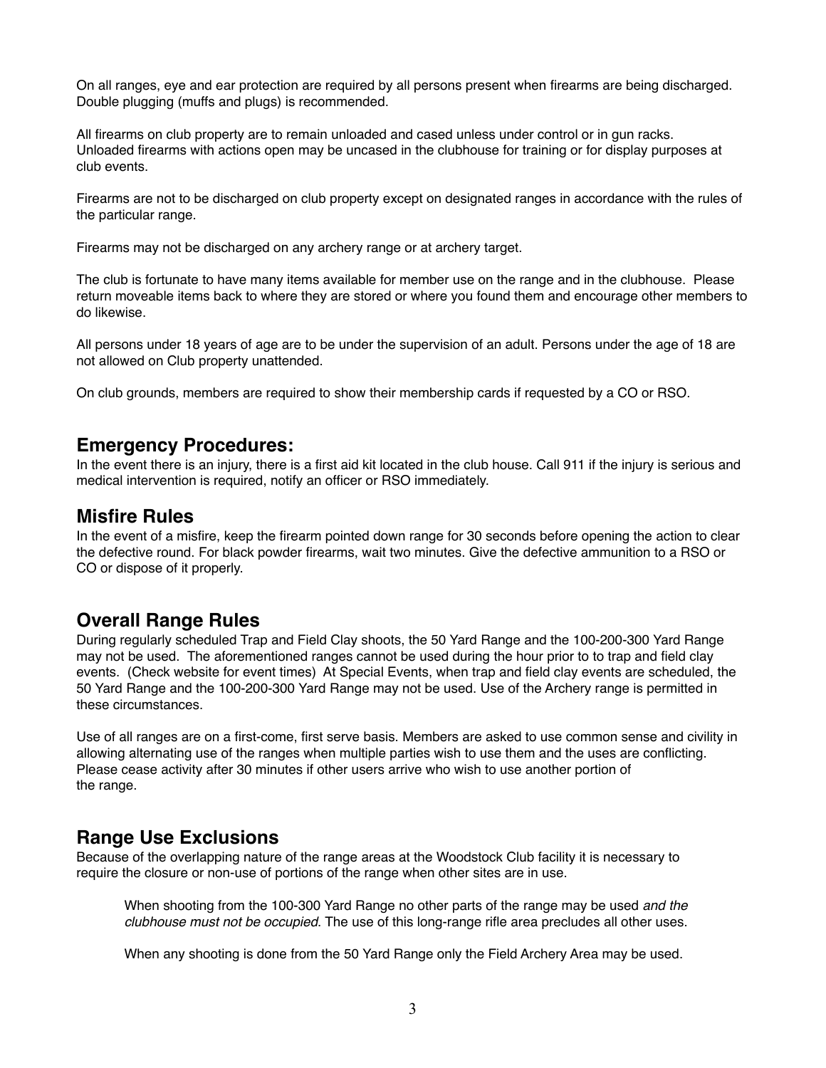On all ranges, eye and ear protection are required by all persons present when firearms are being discharged. Double plugging (muffs and plugs) is recommended.

All firearms on club property are to remain unloaded and cased unless under control or in gun racks. Unloaded firearms with actions open may be uncased in the clubhouse for training or for display purposes at club events.

Firearms are not to be discharged on club property except on designated ranges in accordance with the rules of the particular range.

Firearms may not be discharged on any archery range or at archery target.

The club is fortunate to have many items available for member use on the range and in the clubhouse. Please return moveable items back to where they are stored or where you found them and encourage other members to do likewise.

All persons under 18 years of age are to be under the supervision of an adult. Persons under the age of 18 are not allowed on Club property unattended.

On club grounds, members are required to show their membership cards if requested by a CO or RSO.

## Emergency Procedures:

In the event there is an injury, there is a first aid kit located in the club house. Call 911 if the injury is serious and medical intervention is required, notify an officer or RSO immediately.

## Misfire Rules

In the event of a misfire, keep the firearm pointed down range for 30 seconds before opening the action to clear the defective round. For black powder firearms, wait two minutes. Give the defective ammunition to a RSO or CO or dispose of it properly.

## Overall Range Rules

During regularly scheduled Trap and Field Clay shoots, the 50 Yard Range and the 100-200-300 Yard Range may not be used. The aforementioned ranges cannot be used during the hour prior to to trap and field clay events. (Check website for event times) At Special Events, when trap and field clay events are scheduled, the 50 Yard Range and the 100-200-300 Yard Range may not be used. Use of the Archery range is permitted in these circumstances.

Use of all ranges are on a first-come, first serve basis. Members are asked to use common sense and civility in allowing alternating use of the ranges when multiple parties wish to use them and the uses are conflicting. Please cease activity after 30 minutes if other users arrive who wish to use another portion of the range.

## Range Use Exclusions

Because of the overlapping nature of the range areas at the Woodstock Club facility it is necessary to require the closure or non-use of portions of the range when other sites are in use.

> When shooting from the 100-300 Yard Range no other parts of the range may be used *and the clubhouse must not be occupied.* The use of this long-range rifle area precludes all other uses.
>
> When any shooting is done from the 50 Yard Range only the Field Archery Area may be used.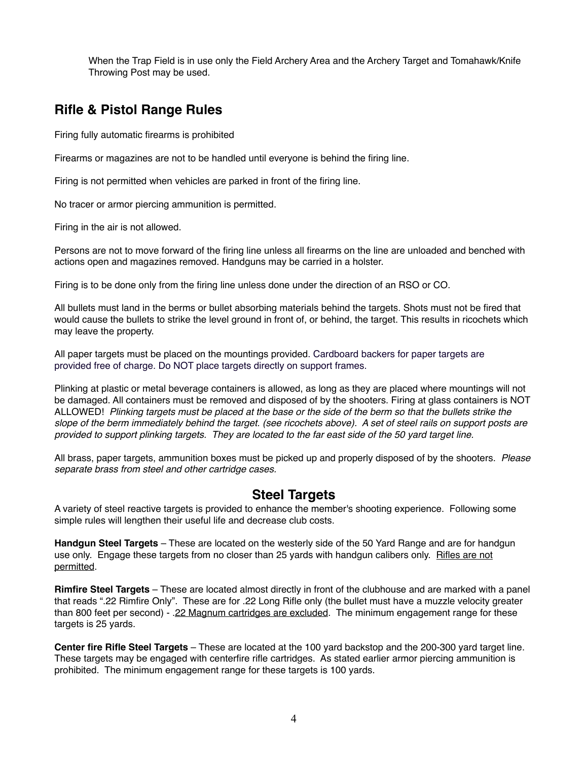When the Trap Field is in use only the Field Archery Area and the Archery Target and Tomahawk/Knife Throwing Post may be used.

## Rifle & Pistol Range Rules

Firing fully automatic firearms is prohibited

Firearms or magazines are not to be handled until everyone is behind the firing line.

Firing is not permitted when vehicles are parked in front of the firing line.

No tracer or armor piercing ammunition is permitted.

Firing in the air is not allowed.

Persons are not to move forward of the firing line unless all firearms on the line are unloaded and benched with actions open and magazines removed. Handguns may be carried in a holster.

Firing is to be done only from the firing line unless done under the direction of an RSO or CO.

All bullets must land in the berms or bullet absorbing materials behind the targets. Shots must not be fired that would cause the bullets to strike the level ground in front of, or behind, the target. This results in ricochets which may leave the property.

All paper targets must be placed on the mountings provided. Cardboard backers for paper targets are provided free of charge. Do NOT place targets directly on support frames.

Plinking at plastic or metal beverage containers is allowed, as long as they are placed where mountings will not be damaged. All containers must be removed and disposed of by the shooters. Firing at glass containers is NOT ALLOWED! *Plinking targets must be placed at the base or the side of the berm so that the bullets strike the slope of the berm immediately behind the target. (see ricochets above). A set of steel rails on support posts are provided to support plinking targets. They are located to the far east side of the 50 yard target line.*

All brass, paper targets, ammunition boxes must be picked up and properly disposed of by the shooters. *Please separate brass from steel and other cartridge cases.*

## Steel Targets

A variety of steel reactive targets is provided to enhance the member's shooting experience. Following some simple rules will lengthen their useful life and decrease club costs.

**Handgun Steel Targets** – These are located on the westerly side of the 50 Yard Range and are for handgun use only. Engage these targets from no closer than 25 yards with handgun calibers only. <u>Rifles are not permitted</u>.

**Rimfire Steel Targets** – These are located almost directly in front of the clubhouse and are marked with a panel that reads ".22 Rimfire Only". These are for .22 Long Rifle only (the bullet must have a muzzle velocity greater than 800 feet per second) - <u>.22 Magnum cartridges are excluded</u>. The minimum engagement range for these targets is 25 yards.

**Center fire Rifle Steel Targets** – These are located at the 100 yard backstop and the 200-300 yard target line. These targets may be engaged with centerfire rifle cartridges. As stated earlier armor piercing ammunition is prohibited. The minimum engagement range for these targets is 100 yards.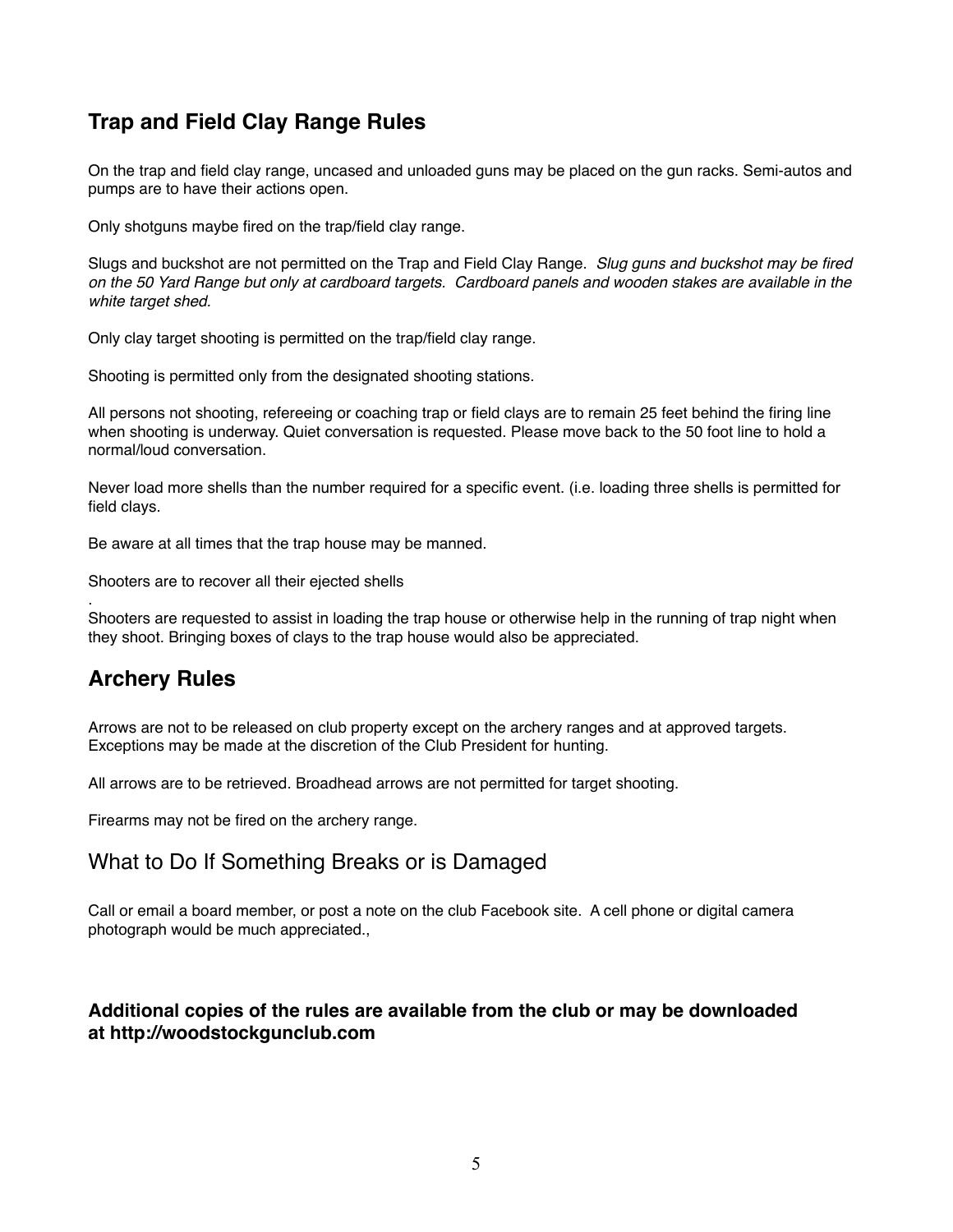## Trap and Field Clay Range Rules

On the trap and field clay range, uncased and unloaded guns may be placed on the gun racks. Semi-autos and pumps are to have their actions open.

Only shotguns maybe fired on the trap/field clay range.

Slugs and buckshot are not permitted on the Trap and Field Clay Range. *Slug guns and buckshot may be fired on the 50 Yard Range but only at cardboard targets. Cardboard panels and wooden stakes are available in the white target shed.*

Only clay target shooting is permitted on the trap/field clay range.

Shooting is permitted only from the designated shooting stations.

All persons not shooting, refereeing or coaching trap or field clays are to remain 25 feet behind the firing line when shooting is underway. Quiet conversation is requested. Please move back to the 50 foot line to hold a normal/loud conversation.

Never load more shells than the number required for a specific event. (i.e. loading three shells is permitted for field clays.

Be aware at all times that the trap house may be manned.

Shooters are to recover all their ejected shells

.
Shooters are requested to assist in loading the trap house or otherwise help in the running of trap night when they shoot. Bringing boxes of clays to the trap house would also be appreciated.

## Archery Rules

Arrows are not to be released on club property except on the archery ranges and at approved targets. Exceptions may be made at the discretion of the Club President for hunting.

All arrows are to be retrieved. Broadhead arrows are not permitted for target shooting.

Firearms may not be fired on the archery range.

## What to Do If Something Breaks or is Damaged

Call or email a board member, or post a note on the club Facebook site. A cell phone or digital camera photograph would be much appreciated.,

**Additional copies of the rules are available from the club or may be downloaded at http://woodstockgunclub.com**